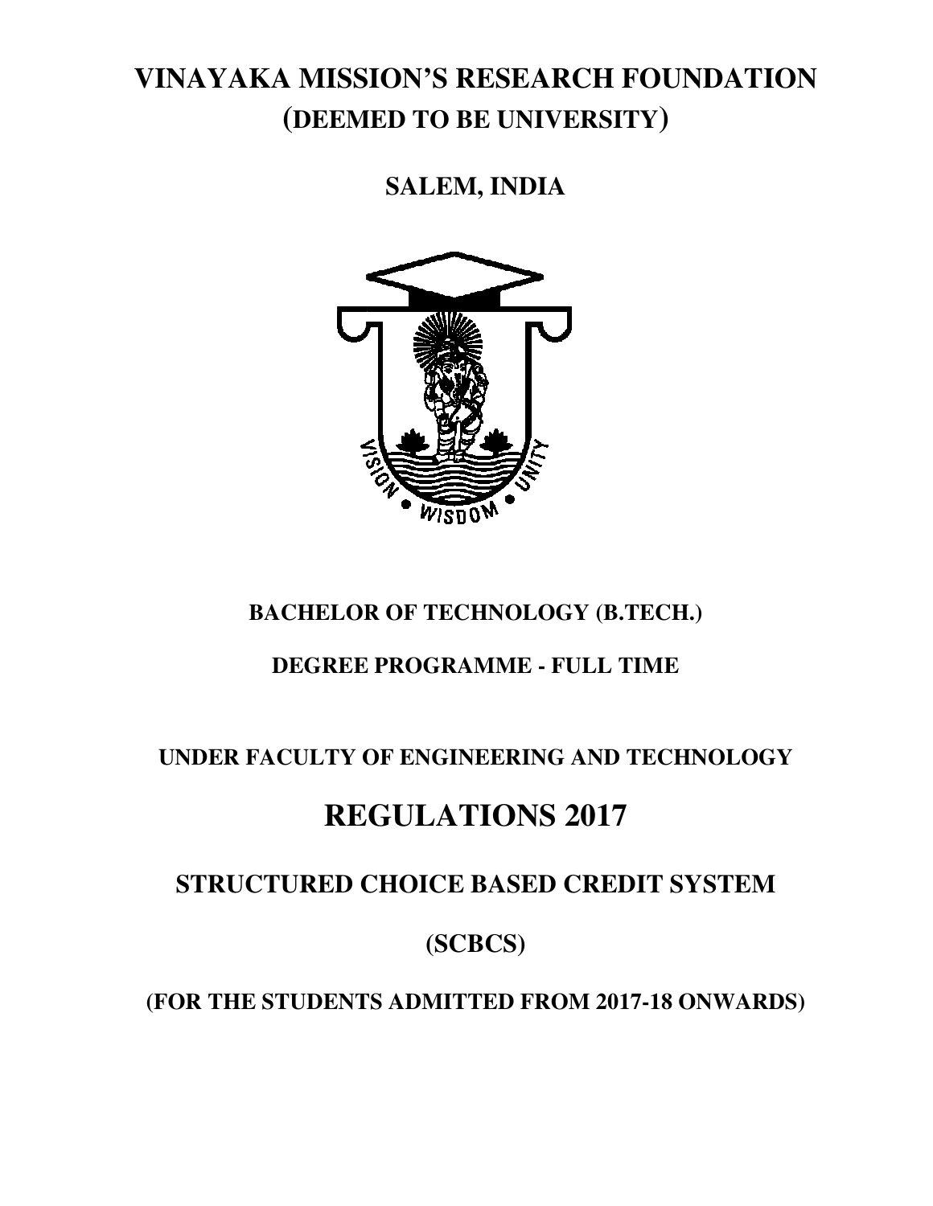# VINAYAKA MISSION'S RESEARCH FOUNDATION
# (DEEMED TO BE UNIVERSITY)

## SALEM, INDIA

### BACHELOR OF TECHNOLOGY (B.TECH.)

### DEGREE PROGRAMME - FULL TIME

### UNDER FACULTY OF ENGINEERING AND TECHNOLOGY

# REGULATIONS 2017

## STRUCTURED CHOICE BASED CREDIT SYSTEM

## (SCBCS)

### (FOR THE STUDENTS ADMITTED FROM 2017-18 ONWARDS)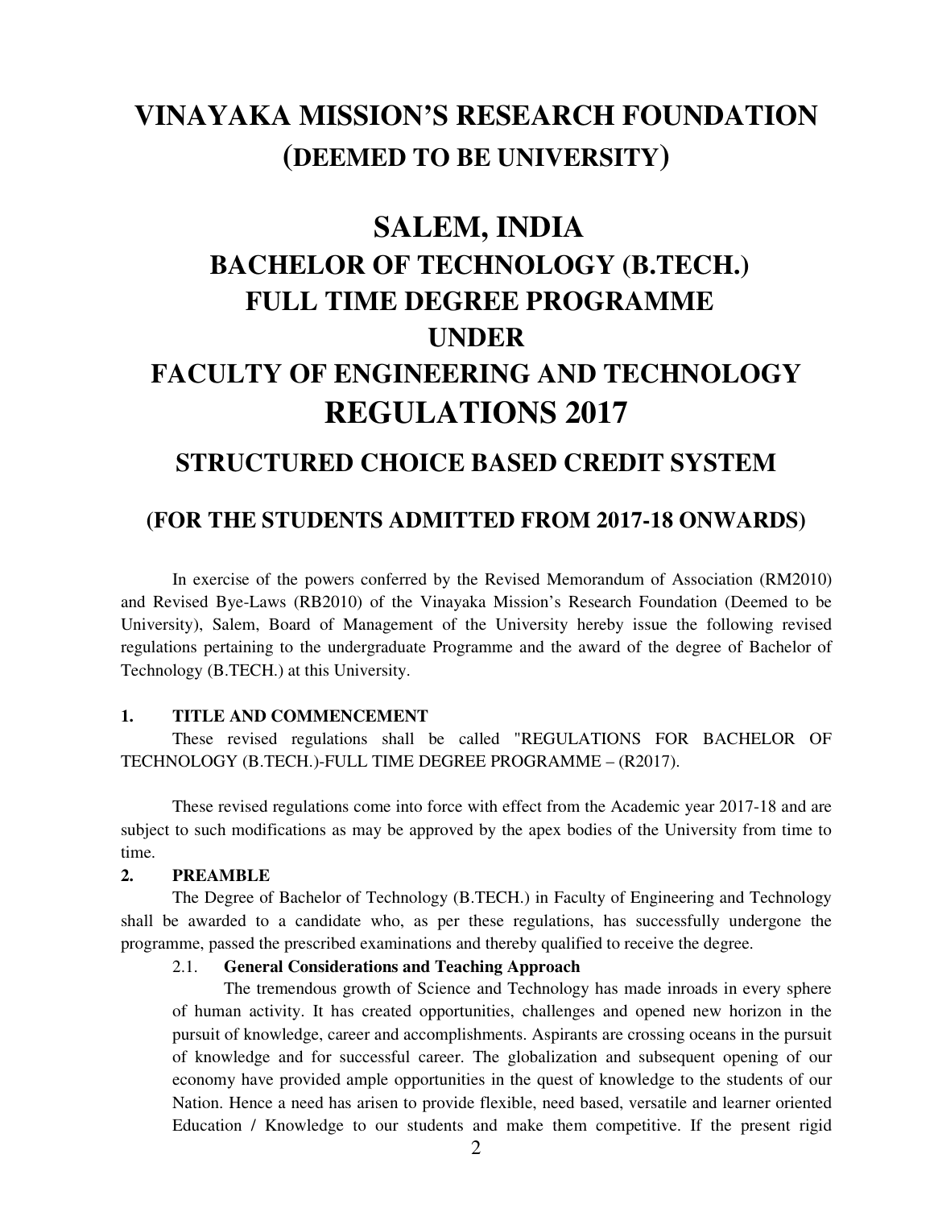# VINAYAKA MISSION'S RESEARCH FOUNDATION (DEEMED TO BE UNIVERSITY)

# SALEM, INDIA

## BACHELOR OF TECHNOLOGY (B.TECH.) FULL TIME DEGREE PROGRAMME UNDER FACULTY OF ENGINEERING AND TECHNOLOGY

# REGULATIONS 2017

## STRUCTURED CHOICE BASED CREDIT SYSTEM

### (FOR THE STUDENTS ADMITTED FROM 2017-18 ONWARDS)

In exercise of the powers conferred by the Revised Memorandum of Association (RM2010) and Revised Bye-Laws (RB2010) of the Vinayaka Mission's Research Foundation (Deemed to be University), Salem, Board of Management of the University hereby issue the following revised regulations pertaining to the undergraduate Programme and the award of the degree of Bachelor of Technology (B.TECH.) at this University.

**1. TITLE AND COMMENCEMENT**

These revised regulations shall be called "REGULATIONS FOR BACHELOR OF TECHNOLOGY (B.TECH.)-FULL TIME DEGREE PROGRAMME – (R2017).

These revised regulations come into force with effect from the Academic year 2017-18 and are subject to such modifications as may be approved by the apex bodies of the University from time to time.

**2. PREAMBLE**

The Degree of Bachelor of Technology (B.TECH.) in Faculty of Engineering and Technology shall be awarded to a candidate who, as per these regulations, has successfully undergone the programme, passed the prescribed examinations and thereby qualified to receive the degree.

2.1. **General Considerations and Teaching Approach**

The tremendous growth of Science and Technology has made inroads in every sphere of human activity. It has created opportunities, challenges and opened new horizon in the pursuit of knowledge, career and accomplishments. Aspirants are crossing oceans in the pursuit of knowledge and for successful career. The globalization and subsequent opening of our economy have provided ample opportunities in the quest of knowledge to the students of our Nation. Hence a need has arisen to provide flexible, need based, versatile and learner oriented Education / Knowledge to our students and make them competitive. If the present rigid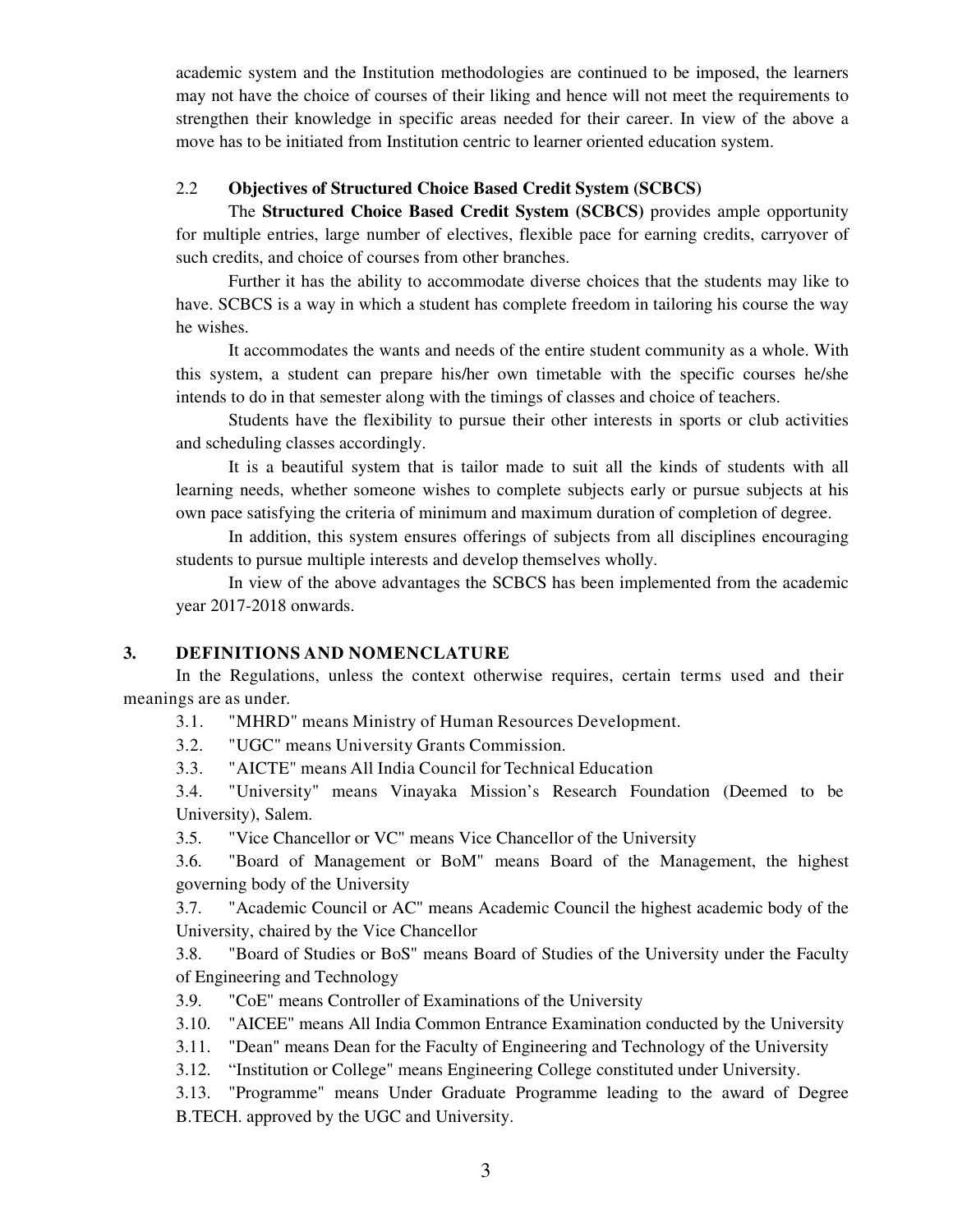academic system and the Institution methodologies are continued to be imposed, the learners may not have the choice of courses of their liking and hence will not meet the requirements to strengthen their knowledge in specific areas needed for their career. In view of the above a move has to be initiated from Institution centric to learner oriented education system.

### 2.2 Objectives of Structured Choice Based Credit System (SCBCS)

The **Structured Choice Based Credit System (SCBCS)** provides ample opportunity for multiple entries, large number of electives, flexible pace for earning credits, carryover of such credits, and choice of courses from other branches.

Further it has the ability to accommodate diverse choices that the students may like to have. SCBCS is a way in which a student has complete freedom in tailoring his course the way he wishes.

It accommodates the wants and needs of the entire student community as a whole. With this system, a student can prepare his/her own timetable with the specific courses he/she intends to do in that semester along with the timings of classes and choice of teachers.

Students have the flexibility to pursue their other interests in sports or club activities and scheduling classes accordingly.

It is a beautiful system that is tailor made to suit all the kinds of students with all learning needs, whether someone wishes to complete subjects early or pursue subjects at his own pace satisfying the criteria of minimum and maximum duration of completion of degree.

In addition, this system ensures offerings of subjects from all disciplines encouraging students to pursue multiple interests and develop themselves wholly.

In view of the above advantages the SCBCS has been implemented from the academic year 2017-2018 onwards.

## 3. DEFINITIONS AND NOMENCLATURE

In the Regulations, unless the context otherwise requires, certain terms used and their meanings are as under.

3.1. "MHRD" means Ministry of Human Resources Development.

3.2. "UGC" means University Grants Commission.

3.3. "AICTE" means All India Council for Technical Education

3.4. "University" means Vinayaka Mission's Research Foundation (Deemed to be University), Salem.

3.5. "Vice Chancellor or VC" means Vice Chancellor of the University

3.6. "Board of Management or BoM" means Board of the Management, the highest governing body of the University

3.7. "Academic Council or AC" means Academic Council the highest academic body of the University, chaired by the Vice Chancellor

3.8. "Board of Studies or BoS" means Board of Studies of the University under the Faculty of Engineering and Technology

3.9. "CoE" means Controller of Examinations of the University

3.10. "AICEE" means All India Common Entrance Examination conducted by the University

3.11. "Dean" means Dean for the Faculty of Engineering and Technology of the University

3.12. "Institution or College" means Engineering College constituted under University.

3.13. "Programme" means Under Graduate Programme leading to the award of Degree B.TECH. approved by the UGC and University.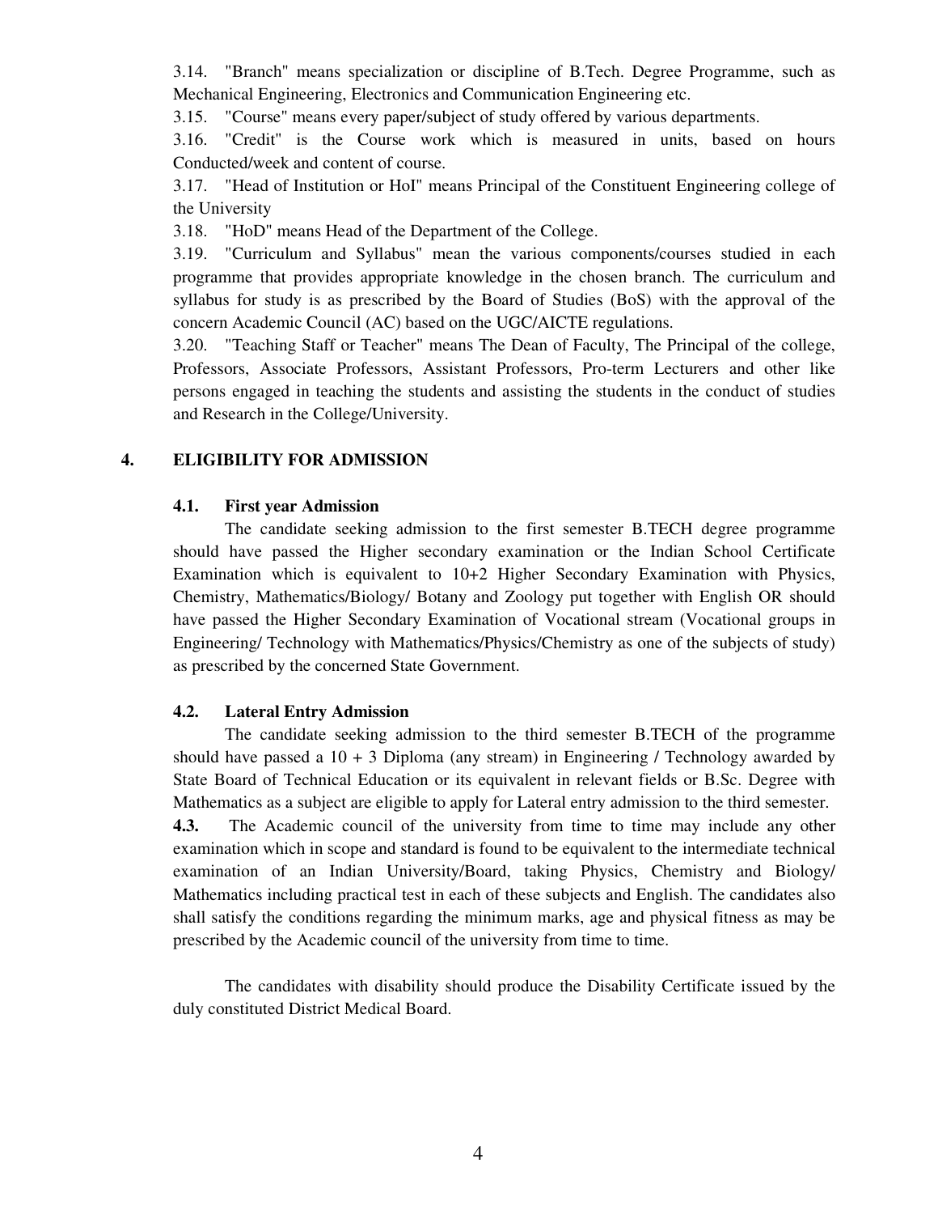3.14. "Branch" means specialization or discipline of B.Tech. Degree Programme, such as Mechanical Engineering, Electronics and Communication Engineering etc.

3.15. "Course" means every paper/subject of study offered by various departments.

3.16. "Credit" is the Course work which is measured in units, based on hours Conducted/week and content of course.

3.17. "Head of Institution or HoI" means Principal of the Constituent Engineering college of the University

3.18. "HoD" means Head of the Department of the College.

3.19. "Curriculum and Syllabus" mean the various components/courses studied in each programme that provides appropriate knowledge in the chosen branch. The curriculum and syllabus for study is as prescribed by the Board of Studies (BoS) with the approval of the concern Academic Council (AC) based on the UGC/AICTE regulations.

3.20. "Teaching Staff or Teacher" means The Dean of Faculty, The Principal of the college, Professors, Associate Professors, Assistant Professors, Pro-term Lecturers and other like persons engaged in teaching the students and assisting the students in the conduct of studies and Research in the College/University.

## 4. ELIGIBILITY FOR ADMISSION

### 4.1. First year Admission

The candidate seeking admission to the first semester B.TECH degree programme should have passed the Higher secondary examination or the Indian School Certificate Examination which is equivalent to 10+2 Higher Secondary Examination with Physics, Chemistry, Mathematics/Biology/ Botany and Zoology put together with English OR should have passed the Higher Secondary Examination of Vocational stream (Vocational groups in Engineering/ Technology with Mathematics/Physics/Chemistry as one of the subjects of study) as prescribed by the concerned State Government.

### 4.2. Lateral Entry Admission

The candidate seeking admission to the third semester B.TECH of the programme should have passed a 10 + 3 Diploma (any stream) in Engineering / Technology awarded by State Board of Technical Education or its equivalent in relevant fields or B.Sc. Degree with Mathematics as a subject are eligible to apply for Lateral entry admission to the third semester.

**4.3.** The Academic council of the university from time to time may include any other examination which in scope and standard is found to be equivalent to the intermediate technical examination of an Indian University/Board, taking Physics, Chemistry and Biology/ Mathematics including practical test in each of these subjects and English. The candidates also shall satisfy the conditions regarding the minimum marks, age and physical fitness as may be prescribed by the Academic council of the university from time to time.

The candidates with disability should produce the Disability Certificate issued by the duly constituted District Medical Board.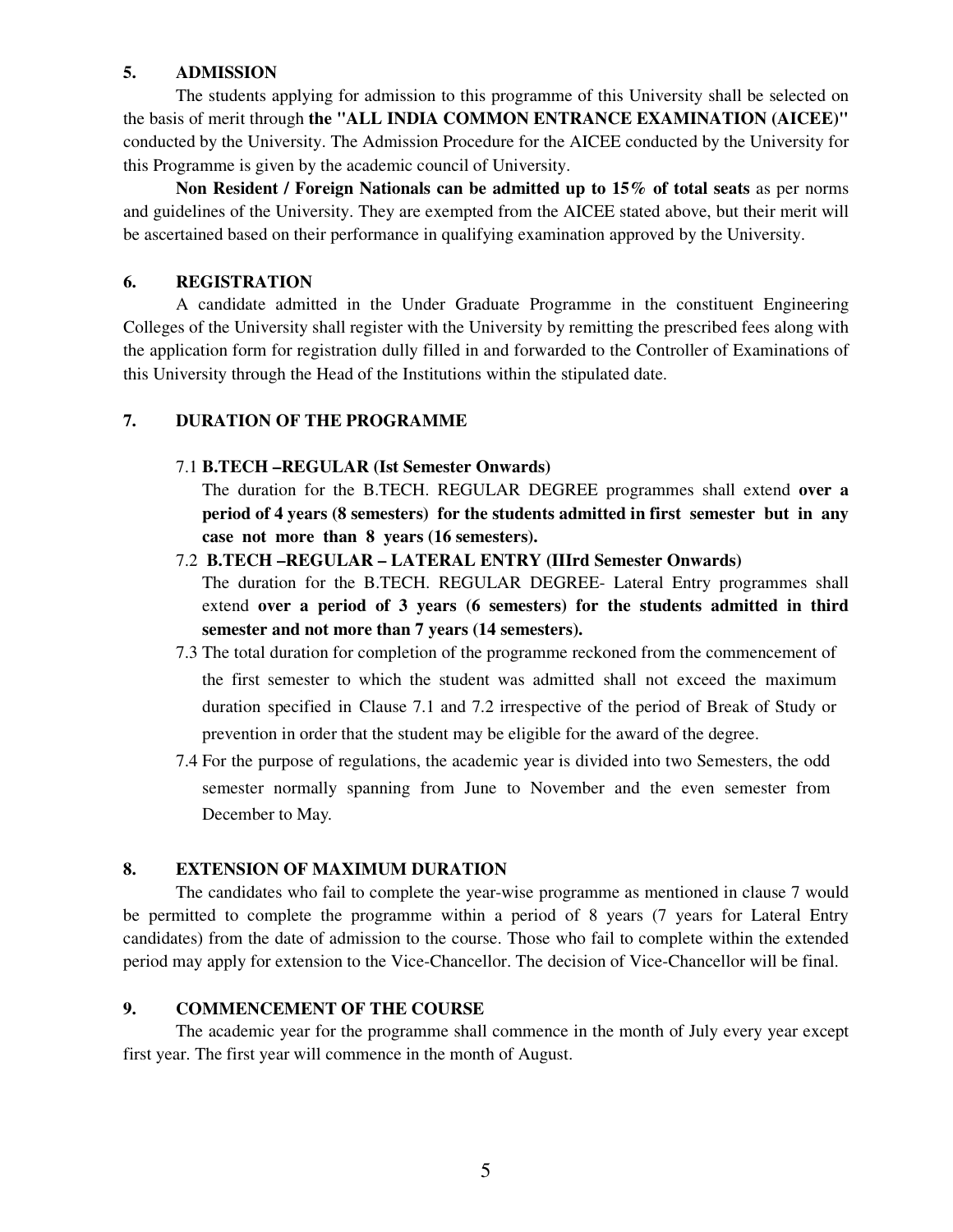## 5. ADMISSION

The students applying for admission to this programme of this University shall be selected on the basis of merit through **the "ALL INDIA COMMON ENTRANCE EXAMINATION (AICEE)"** conducted by the University. The Admission Procedure for the AICEE conducted by the University for this Programme is given by the academic council of University.

**Non Resident / Foreign Nationals can be admitted up to 15% of total seats** as per norms and guidelines of the University. They are exempted from the AICEE stated above, but their merit will be ascertained based on their performance in qualifying examination approved by the University.

## 6. REGISTRATION

A candidate admitted in the Under Graduate Programme in the constituent Engineering Colleges of the University shall register with the University by remitting the prescribed fees along with the application form for registration dully filled in and forwarded to the Controller of Examinations of this University through the Head of the Institutions within the stipulated date.

## 7. DURATION OF THE PROGRAMME

7.1 **B.TECH –REGULAR (Ist Semester Onwards)**

The duration for the B.TECH. REGULAR DEGREE programmes shall extend **over a period of 4 years (8 semesters) for the students admitted in first semester but in any case not more than 8 years (16 semesters).**

7.2 **B.TECH –REGULAR – LATERAL ENTRY (IIIrd Semester Onwards)**

The duration for the B.TECH. REGULAR DEGREE- Lateral Entry programmes shall extend **over a period of 3 years (6 semesters) for the students admitted in third semester and not more than 7 years (14 semesters).**

7.3 The total duration for completion of the programme reckoned from the commencement of the first semester to which the student was admitted shall not exceed the maximum duration specified in Clause 7.1 and 7.2 irrespective of the period of Break of Study or prevention in order that the student may be eligible for the award of the degree.

7.4 For the purpose of regulations, the academic year is divided into two Semesters, the odd semester normally spanning from June to November and the even semester from December to May.

## 8. EXTENSION OF MAXIMUM DURATION

The candidates who fail to complete the year-wise programme as mentioned in clause 7 would be permitted to complete the programme within a period of 8 years (7 years for Lateral Entry candidates) from the date of admission to the course. Those who fail to complete within the extended period may apply for extension to the Vice-Chancellor. The decision of Vice-Chancellor will be final.

## 9. COMMENCEMENT OF THE COURSE

The academic year for the programme shall commence in the month of July every year except first year. The first year will commence in the month of August.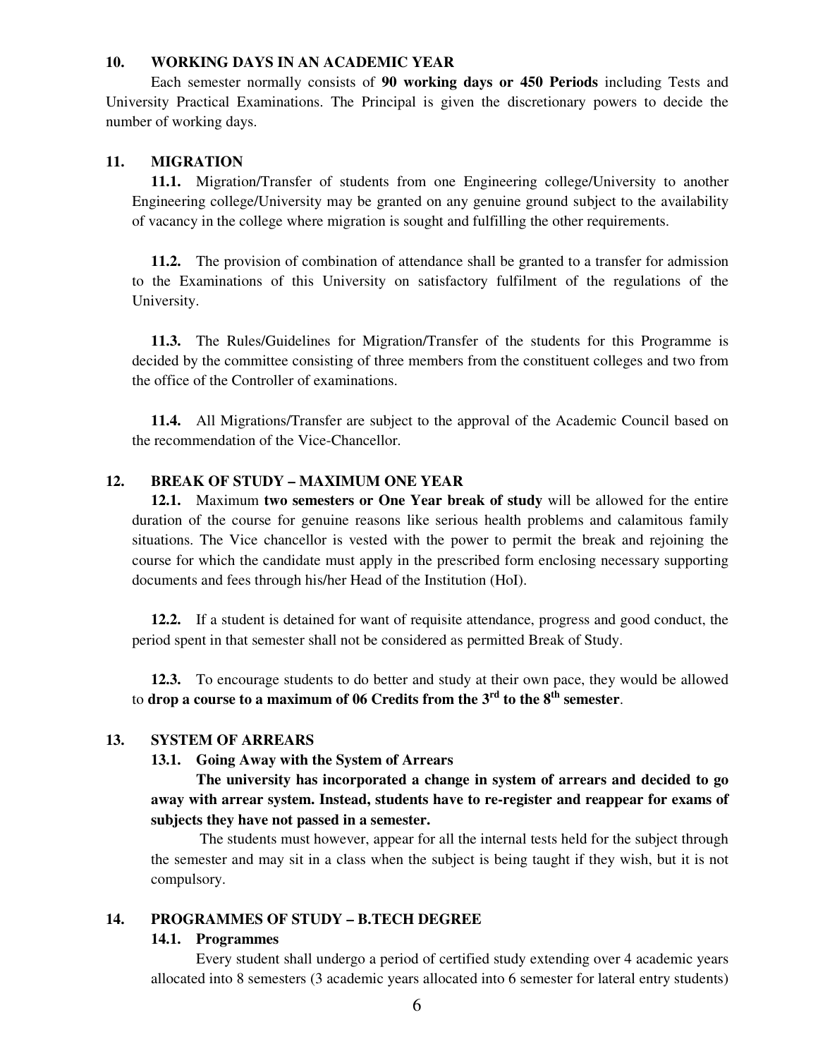## 10. WORKING DAYS IN AN ACADEMIC YEAR

Each semester normally consists of **90 working days or 450 Periods** including Tests and University Practical Examinations. The Principal is given the discretionary powers to decide the number of working days.

## 11. MIGRATION

**11.1.** Migration/Transfer of students from one Engineering college/University to another Engineering college/University may be granted on any genuine ground subject to the availability of vacancy in the college where migration is sought and fulfilling the other requirements.

**11.2.** The provision of combination of attendance shall be granted to a transfer for admission to the Examinations of this University on satisfactory fulfilment of the regulations of the University.

**11.3.** The Rules/Guidelines for Migration/Transfer of the students for this Programme is decided by the committee consisting of three members from the constituent colleges and two from the office of the Controller of examinations.

**11.4.** All Migrations/Transfer are subject to the approval of the Academic Council based on the recommendation of the Vice-Chancellor.

## 12. BREAK OF STUDY – MAXIMUM ONE YEAR

**12.1.** Maximum **two semesters or One Year break of study** will be allowed for the entire duration of the course for genuine reasons like serious health problems and calamitous family situations. The Vice chancellor is vested with the power to permit the break and rejoining the course for which the candidate must apply in the prescribed form enclosing necessary supporting documents and fees through his/her Head of the Institution (HoI).

**12.2.** If a student is detained for want of requisite attendance, progress and good conduct, the period spent in that semester shall not be considered as permitted Break of Study.

**12.3.** To encourage students to do better and study at their own pace, they would be allowed to **drop a course to a maximum of 06 Credits from the 3rd to the 8th semester**.

## 13. SYSTEM OF ARREARS

### 13.1. Going Away with the System of Arrears

**The university has incorporated a change in system of arrears and decided to go away with arrear system. Instead, students have to re-register and reappear for exams of subjects they have not passed in a semester.**

The students must however, appear for all the internal tests held for the subject through the semester and may sit in a class when the subject is being taught if they wish, but it is not compulsory.

## 14. PROGRAMMES OF STUDY – B.TECH DEGREE

### 14.1. Programmes

Every student shall undergo a period of certified study extending over 4 academic years allocated into 8 semesters (3 academic years allocated into 6 semester for lateral entry students)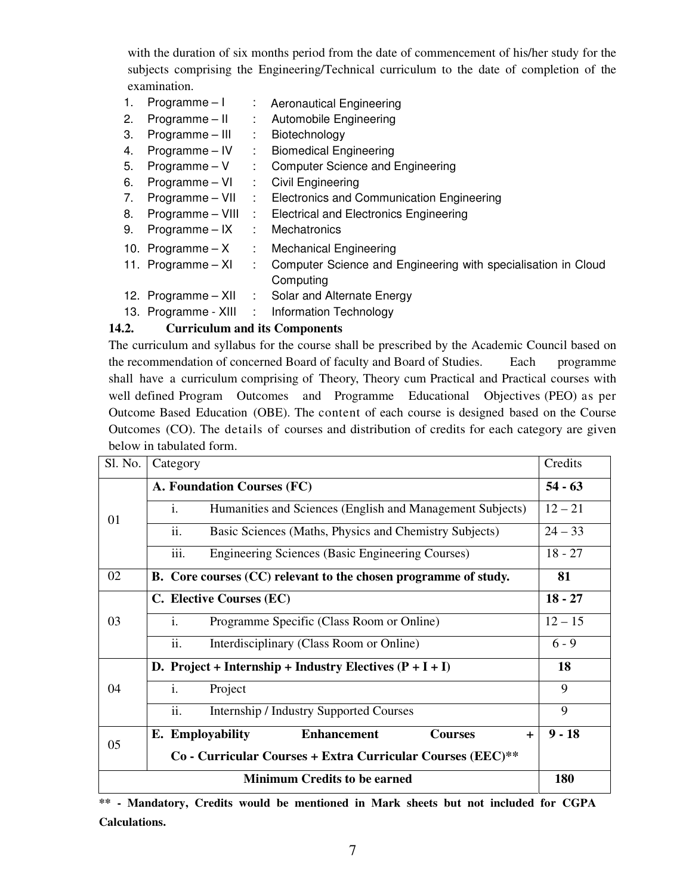with the duration of six months period from the date of commencement of his/her study for the subjects comprising the Engineering/Technical curriculum to the date of completion of the examination.

1. Programme – I : Aeronautical Engineering
2. Programme – II : Automobile Engineering
3. Programme – III : Biotechnology
4. Programme – IV : Biomedical Engineering
5. Programme – V : Computer Science and Engineering
6. Programme – VI : Civil Engineering
7. Programme – VII : Electronics and Communication Engineering
8. Programme – VIII : Electrical and Electronics Engineering
9. Programme – IX : Mechatronics
10. Programme – X : Mechanical Engineering
11. Programme – XI : Computer Science and Engineering with specialisation in Cloud Computing
12. Programme – XII : Solar and Alternate Energy
13. Programme - XIII : Information Technology

### 14.2. Curriculum and its Components

The curriculum and syllabus for the course shall be prescribed by the Academic Council based on the recommendation of concerned Board of faculty and Board of Studies. Each programme shall have a curriculum comprising of Theory, Theory cum Practical and Practical courses with well defined Program Outcomes and Programme Educational Objectives (PEO) as per Outcome Based Education (OBE). The content of each course is designed based on the Course Outcomes (CO). The details of courses and distribution of credits for each category are given below in tabulated form.

| Sl. No. | Category | Credits |
|---|---|---|
| 01 | **A. Foundation Courses (FC)** | **54 - 63** |
| | i. Humanities and Sciences (English and Management Subjects) | 12 – 21 |
| | ii. Basic Sciences (Maths, Physics and Chemistry Subjects) | 24 – 33 |
| | iii. Engineering Sciences (Basic Engineering Courses) | 18 - 27 |
| 02 | **B. Core courses (CC) relevant to the chosen programme of study.** | **81** |
| 03 | **C. Elective Courses (EC)** | **18 - 27** |
| | i. Programme Specific (Class Room or Online) | 12 – 15 |
| | ii. Interdisciplinary (Class Room or Online) | 6 - 9 |
| 04 | **D. Project + Internship + Industry Electives (P + I + I)** | **18** |
| | i. Project | 9 |
| | ii. Internship / Industry Supported Courses | 9 |
| 05 | **E. Employability Enhancement Courses + Co - Curricular Courses + Extra Curricular Courses (EEC)\*\*** | **9 - 18** |
| | **Minimum Credits to be earned** | **180** |

**\*\* - Mandatory, Credits would be mentioned in Mark sheets but not included for CGPA Calculations.**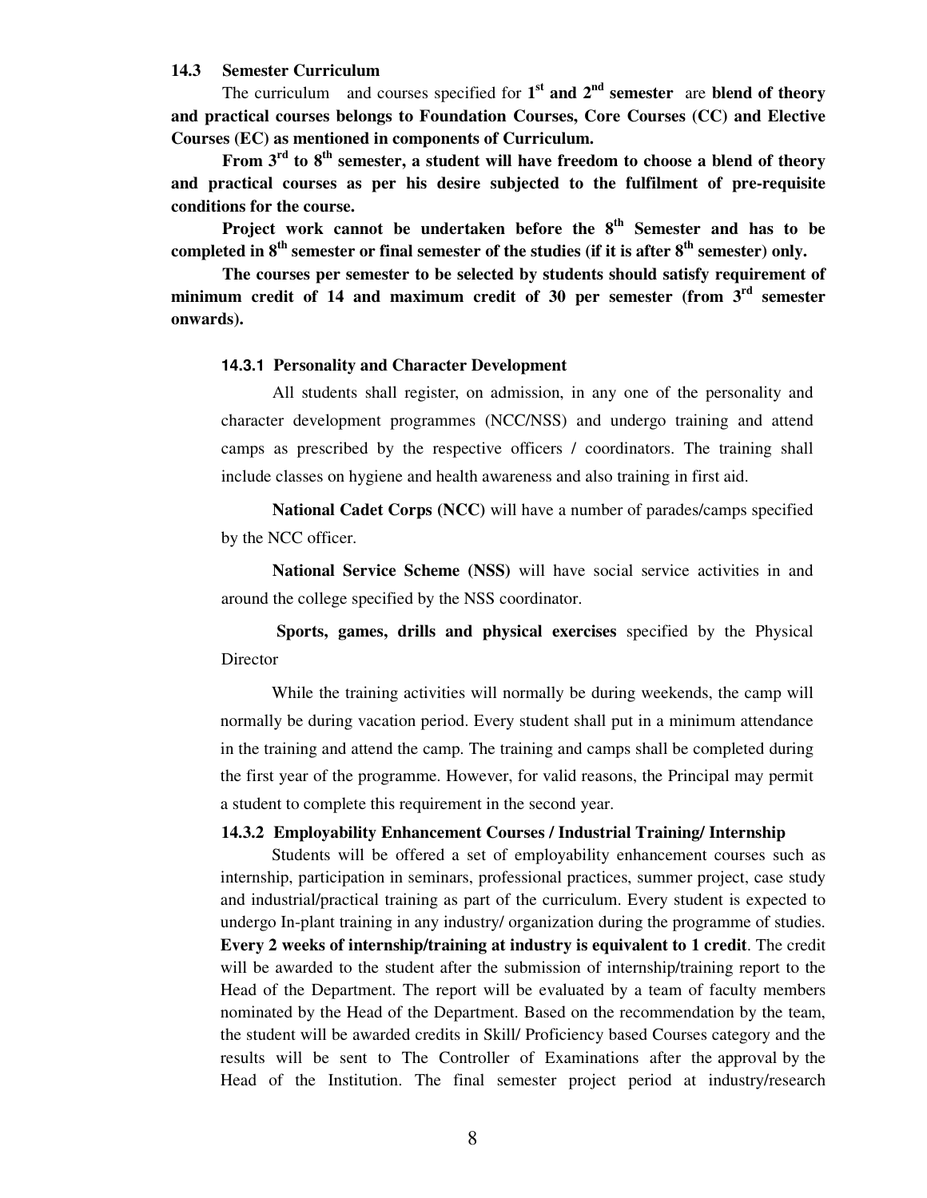### 14.3 Semester Curriculum

The curriculum and courses specified for **1st and 2nd semester** are **blend of theory and practical courses belongs to Foundation Courses, Core Courses (CC) and Elective Courses (EC) as mentioned in components of Curriculum.**

**From 3rd to 8th semester, a student will have freedom to choose a blend of theory and practical courses as per his desire subjected to the fulfilment of pre-requisite conditions for the course.**

**Project work cannot be undertaken before the 8th Semester and has to be completed in 8th semester or final semester of the studies (if it is after 8th semester) only.**

**The courses per semester to be selected by students should satisfy requirement of minimum credit of 14 and maximum credit of 30 per semester (from 3rd semester onwards).**

#### 14.3.1 Personality and Character Development

All students shall register, on admission, in any one of the personality and character development programmes (NCC/NSS) and undergo training and attend camps as prescribed by the respective officers / coordinators. The training shall include classes on hygiene and health awareness and also training in first aid.

**National Cadet Corps (NCC)** will have a number of parades/camps specified by the NCC officer.

**National Service Scheme (NSS)** will have social service activities in and around the college specified by the NSS coordinator.

**Sports, games, drills and physical exercises** specified by the Physical Director

While the training activities will normally be during weekends, the camp will normally be during vacation period. Every student shall put in a minimum attendance in the training and attend the camp. The training and camps shall be completed during the first year of the programme. However, for valid reasons, the Principal may permit a student to complete this requirement in the second year.

#### 14.3.2 Employability Enhancement Courses / Industrial Training/ Internship

Students will be offered a set of employability enhancement courses such as internship, participation in seminars, professional practices, summer project, case study and industrial/practical training as part of the curriculum. Every student is expected to undergo In-plant training in any industry/ organization during the programme of studies. **Every 2 weeks of internship/training at industry is equivalent to 1 credit**. The credit will be awarded to the student after the submission of internship/training report to the Head of the Department. The report will be evaluated by a team of faculty members nominated by the Head of the Department. Based on the recommendation by the team, the student will be awarded credits in Skill/ Proficiency based Courses category and the results will be sent to The Controller of Examinations after the approval by the Head of the Institution. The final semester project period at industry/research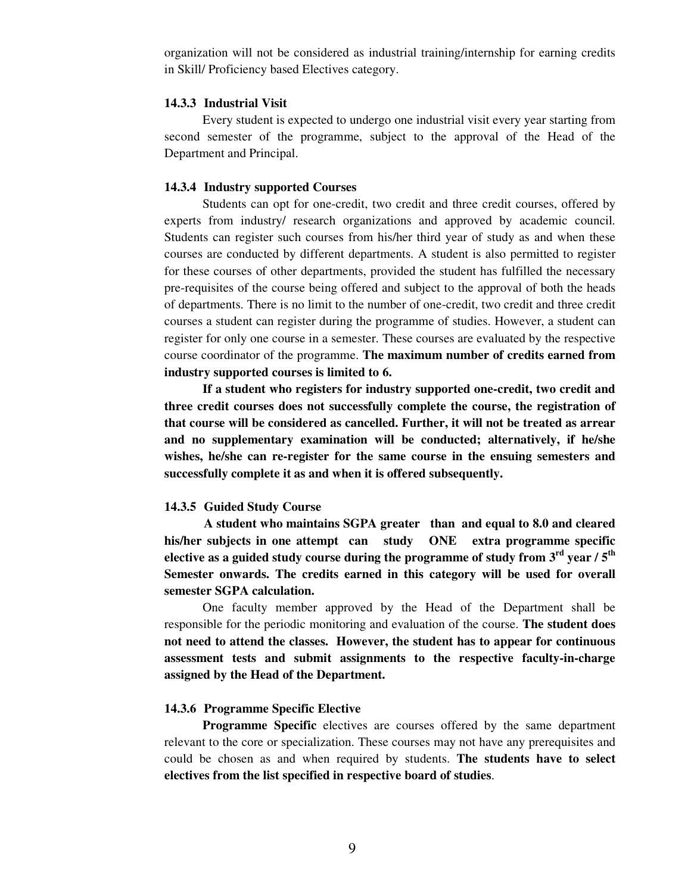organization will not be considered as industrial training/internship for earning credits in Skill/ Proficiency based Electives category.

#### 14.3.3 Industrial Visit

Every student is expected to undergo one industrial visit every year starting from second semester of the programme, subject to the approval of the Head of the Department and Principal.

#### 14.3.4 Industry supported Courses

Students can opt for one-credit, two credit and three credit courses, offered by experts from industry/ research organizations and approved by academic council. Students can register such courses from his/her third year of study as and when these courses are conducted by different departments. A student is also permitted to register for these courses of other departments, provided the student has fulfilled the necessary pre-requisites of the course being offered and subject to the approval of both the heads of departments. There is no limit to the number of one-credit, two credit and three credit courses a student can register during the programme of studies. However, a student can register for only one course in a semester. These courses are evaluated by the respective course coordinator of the programme. **The maximum number of credits earned from industry supported courses is limited to 6.**

**If a student who registers for industry supported one-credit, two credit and three credit courses does not successfully complete the course, the registration of that course will be considered as cancelled. Further, it will not be treated as arrear and no supplementary examination will be conducted; alternatively, if he/she wishes, he/she can re-register for the same course in the ensuing semesters and successfully complete it as and when it is offered subsequently.**

#### 14.3.5 Guided Study Course

**A student who maintains SGPA greater than and equal to 8.0 and cleared his/her subjects in one attempt can study ONE extra programme specific elective as a guided study course during the programme of study from 3rd year / 5th Semester onwards. The credits earned in this category will be used for overall semester SGPA calculation.**

One faculty member approved by the Head of the Department shall be responsible for the periodic monitoring and evaluation of the course. **The student does not need to attend the classes. However, the student has to appear for continuous assessment tests and submit assignments to the respective faculty-in-charge assigned by the Head of the Department.**

#### 14.3.6 Programme Specific Elective

**Programme Specific** electives are courses offered by the same department relevant to the core or specialization. These courses may not have any prerequisites and could be chosen as and when required by students. **The students have to select electives from the list specified in respective board of studies**.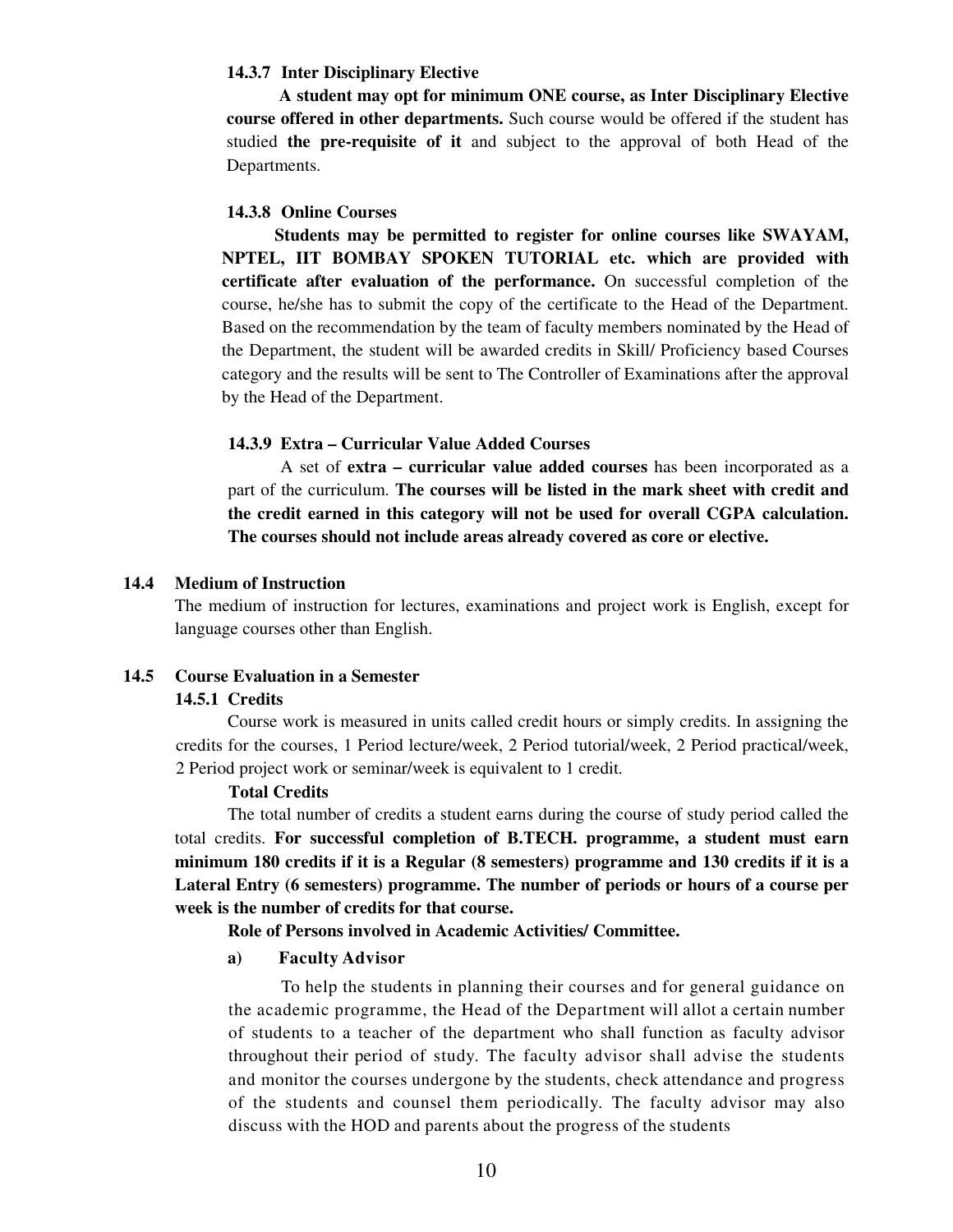#### 14.3.7 Inter Disciplinary Elective

**A student may opt for minimum ONE course, as Inter Disciplinary Elective course offered in other departments.** Such course would be offered if the student has studied **the pre-requisite of it** and subject to the approval of both Head of the Departments.

#### 14.3.8 Online Courses

**Students may be permitted to register for online courses like SWAYAM, NPTEL, IIT BOMBAY SPOKEN TUTORIAL etc. which are provided with certificate after evaluation of the performance.** On successful completion of the course, he/she has to submit the copy of the certificate to the Head of the Department. Based on the recommendation by the team of faculty members nominated by the Head of the Department, the student will be awarded credits in Skill/ Proficiency based Courses category and the results will be sent to The Controller of Examinations after the approval by the Head of the Department.

#### 14.3.9 Extra – Curricular Value Added Courses

A set of **extra – curricular value added courses** has been incorporated as a part of the curriculum. **The courses will be listed in the mark sheet with credit and the credit earned in this category will not be used for overall CGPA calculation. The courses should not include areas already covered as core or elective.**

### 14.4 Medium of Instruction

The medium of instruction for lectures, examinations and project work is English, except for language courses other than English.

### 14.5 Course Evaluation in a Semester

#### 14.5.1 Credits

Course work is measured in units called credit hours or simply credits. In assigning the credits for the courses, 1 Period lecture/week, 2 Period tutorial/week, 2 Period practical/week, 2 Period project work or seminar/week is equivalent to 1 credit.

**Total Credits**

The total number of credits a student earns during the course of study period called the total credits. **For successful completion of B.TECH. programme, a student must earn minimum 180 credits if it is a Regular (8 semesters) programme and 130 credits if it is a Lateral Entry (6 semesters) programme. The number of periods or hours of a course per week is the number of credits for that course.**

**Role of Persons involved in Academic Activities/ Committee.**

**a) Faculty Advisor**

To help the students in planning their courses and for general guidance on the academic programme, the Head of the Department will allot a certain number of students to a teacher of the department who shall function as faculty advisor throughout their period of study. The faculty advisor shall advise the students and monitor the courses undergone by the students, check attendance and progress of the students and counsel them periodically. The faculty advisor may also discuss with the HOD and parents about the progress of the students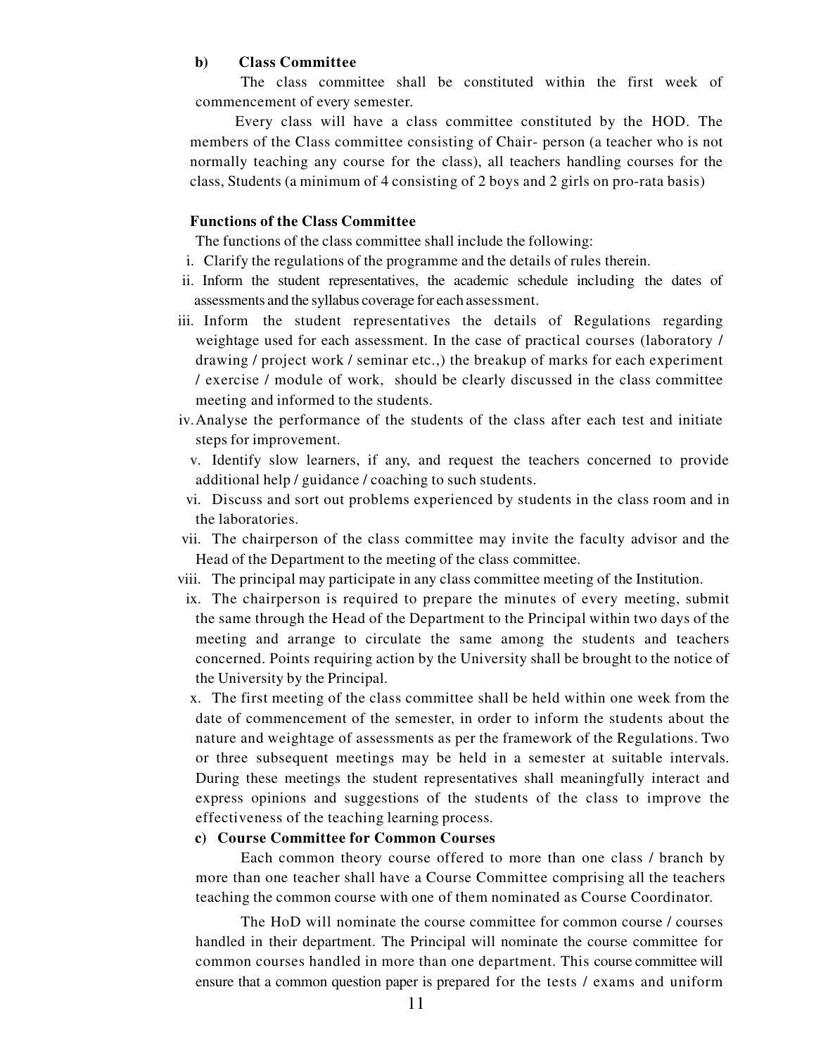**b) Class Committee**

The class committee shall be constituted within the first week of commencement of every semester.

Every class will have a class committee constituted by the HOD. The members of the Class committee consisting of Chair- person (a teacher who is not normally teaching any course for the class), all teachers handling courses for the class, Students (a minimum of 4 consisting of 2 boys and 2 girls on pro-rata basis)

**Functions of the Class Committee**

The functions of the class committee shall include the following:

i. Clarify the regulations of the programme and the details of rules therein.

ii. Inform the student representatives, the academic schedule including the dates of assessments and the syllabus coverage for each assessment.

iii. Inform the student representatives the details of Regulations regarding weightage used for each assessment. In the case of practical courses (laboratory / drawing / project work / seminar etc.,) the breakup of marks for each experiment / exercise / module of work, should be clearly discussed in the class committee meeting and informed to the students.

iv. Analyse the performance of the students of the class after each test and initiate steps for improvement.

v. Identify slow learners, if any, and request the teachers concerned to provide additional help / guidance / coaching to such students.

vi. Discuss and sort out problems experienced by students in the class room and in the laboratories.

vii. The chairperson of the class committee may invite the faculty advisor and the Head of the Department to the meeting of the class committee.

viii. The principal may participate in any class committee meeting of the Institution.

ix. The chairperson is required to prepare the minutes of every meeting, submit the same through the Head of the Department to the Principal within two days of the meeting and arrange to circulate the same among the students and teachers concerned. Points requiring action by the University shall be brought to the notice of the University by the Principal.

x. The first meeting of the class committee shall be held within one week from the date of commencement of the semester, in order to inform the students about the nature and weightage of assessments as per the framework of the Regulations. Two or three subsequent meetings may be held in a semester at suitable intervals. During these meetings the student representatives shall meaningfully interact and express opinions and suggestions of the students of the class to improve the effectiveness of the teaching learning process.

**c) Course Committee for Common Courses**

Each common theory course offered to more than one class / branch by more than one teacher shall have a Course Committee comprising all the teachers teaching the common course with one of them nominated as Course Coordinator.

The HoD will nominate the course committee for common course / courses handled in their department. The Principal will nominate the course committee for common courses handled in more than one department. This course committee will ensure that a common question paper is prepared for the tests / exams and uniform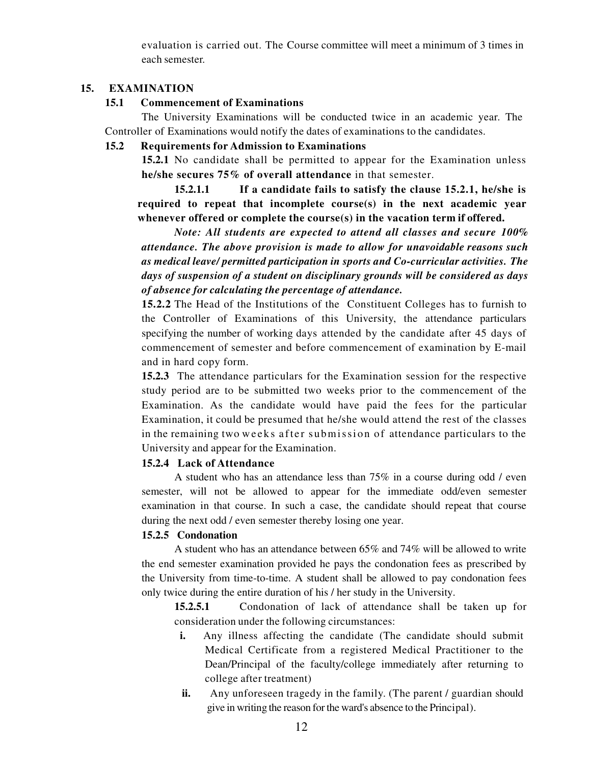evaluation is carried out. The Course committee will meet a minimum of 3 times in each semester.

## 15. EXAMINATION

### 15.1 Commencement of Examinations

The University Examinations will be conducted twice in an academic year. The Controller of Examinations would notify the dates of examinations to the candidates.

### 15.2 Requirements for Admission to Examinations

**15.2.1** No candidate shall be permitted to appear for the Examination unless **he/she secures 75% of overall attendance** in that semester.

**15.2.1.1 If a candidate fails to satisfy the clause 15.2.1, he/she is required to repeat that incomplete course(s) in the next academic year whenever offered or complete the course(s) in the vacation term if offered.**

***Note: All students are expected to attend all classes and secure 100% attendance. The above provision is made to allow for unavoidable reasons such as medical leave/ permitted participation in sports and Co-curricular activities. The days of suspension of a student on disciplinary grounds will be considered as days of absence for calculating the percentage of attendance.***

**15.2.2** The Head of the Institutions of the Constituent Colleges has to furnish to the Controller of Examinations of this University, the attendance particulars specifying the number of working days attended by the candidate after 45 days of commencement of semester and before commencement of examination by E-mail and in hard copy form.

**15.2.3** The attendance particulars for the Examination session for the respective study period are to be submitted two weeks prior to the commencement of the Examination. As the candidate would have paid the fees for the particular Examination, it could be presumed that he/she would attend the rest of the classes in the remaining two weeks after submission of attendance particulars to the University and appear for the Examination.

**15.2.4 Lack of Attendance**

A student who has an attendance less than 75% in a course during odd / even semester, will not be allowed to appear for the immediate odd/even semester examination in that course. In such a case, the candidate should repeat that course during the next odd / even semester thereby losing one year.

**15.2.5 Condonation**

A student who has an attendance between 65% and 74% will be allowed to write the end semester examination provided he pays the condonation fees as prescribed by the University from time-to-time. A student shall be allowed to pay condonation fees only twice during the entire duration of his / her study in the University.

**15.2.5.1** Condonation of lack of attendance shall be taken up for consideration under the following circumstances:

- **i.** Any illness affecting the candidate (The candidate should submit Medical Certificate from a registered Medical Practitioner to the Dean/Principal of the faculty/college immediately after returning to college after treatment)
- **ii.** Any unforeseen tragedy in the family. (The parent / guardian should give in writing the reason for the ward's absence to the Principal).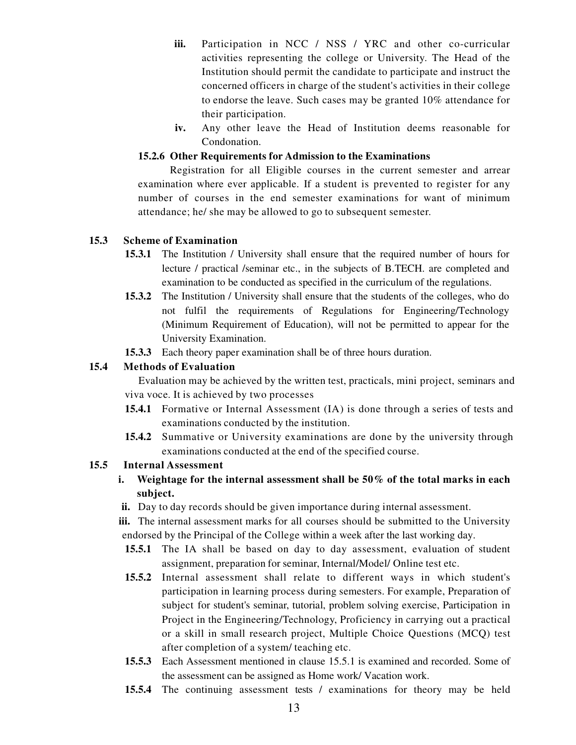iii. Participation in NCC / NSS / YRC and other co-curricular activities representing the college or University. The Head of the Institution should permit the candidate to participate and instruct the concerned officers in charge of the student's activities in their college to endorse the leave. Such cases may be granted 10% attendance for their participation.

iv. Any other leave the Head of Institution deems reasonable for Condonation.

**15.2.6 Other Requirements for Admission to the Examinations**

Registration for all Eligible courses in the current semester and arrear examination where ever applicable. If a student is prevented to register for any number of courses in the end semester examinations for want of minimum attendance; he/ she may be allowed to go to subsequent semester.

**15.3 Scheme of Examination**

**15.3.1** The Institution / University shall ensure that the required number of hours for lecture / practical /seminar etc., in the subjects of B.TECH. are completed and examination to be conducted as specified in the curriculum of the regulations.

**15.3.2** The Institution / University shall ensure that the students of the colleges, who do not fulfil the requirements of Regulations for Engineering/Technology (Minimum Requirement of Education), will not be permitted to appear for the University Examination.

**15.3.3** Each theory paper examination shall be of three hours duration.

**15.4 Methods of Evaluation**

Evaluation may be achieved by the written test, practicals, mini project, seminars and viva voce. It is achieved by two processes

**15.4.1** Formative or Internal Assessment (IA) is done through a series of tests and examinations conducted by the institution.

**15.4.2** Summative or University examinations are done by the university through examinations conducted at the end of the specified course.

**15.5 Internal Assessment**

**i. Weightage for the internal assessment shall be 50% of the total marks in each subject.**

**ii.** Day to day records should be given importance during internal assessment.

**iii.** The internal assessment marks for all courses should be submitted to the University endorsed by the Principal of the College within a week after the last working day.

**15.5.1** The IA shall be based on day to day assessment, evaluation of student assignment, preparation for seminar, Internal/Model/ Online test etc.

**15.5.2** Internal assessment shall relate to different ways in which student's participation in learning process during semesters. For example, Preparation of subject for student's seminar, tutorial, problem solving exercise, Participation in Project in the Engineering/Technology, Proficiency in carrying out a practical or a skill in small research project, Multiple Choice Questions (MCQ) test after completion of a system/ teaching etc.

**15.5.3** Each Assessment mentioned in clause 15.5.1 is examined and recorded. Some of the assessment can be assigned as Home work/ Vacation work.

**15.5.4** The continuing assessment tests / examinations for theory may be held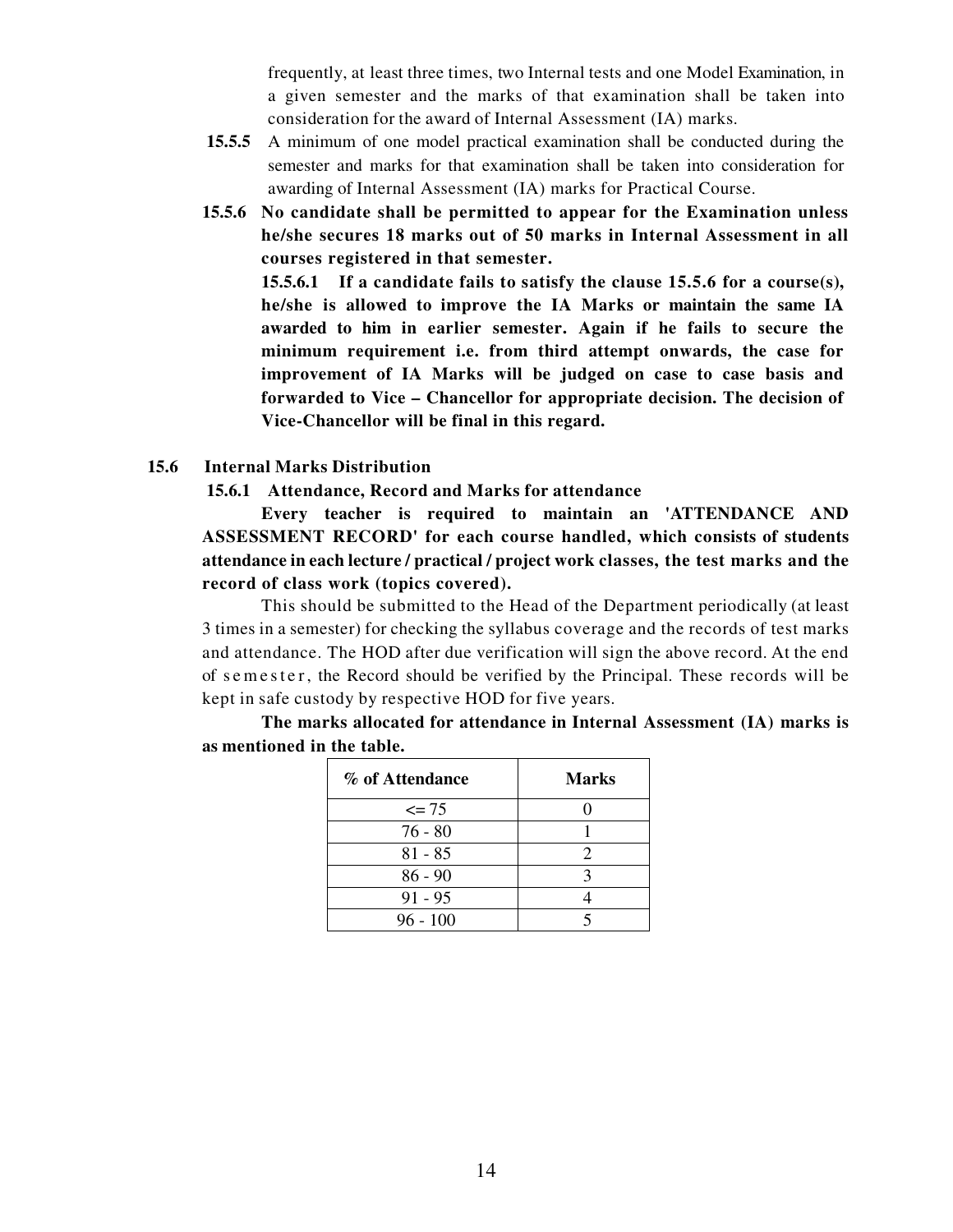frequently, at least three times, two Internal tests and one Model Examination, in a given semester and the marks of that examination shall be taken into consideration for the award of Internal Assessment (IA) marks.

**15.5.5** A minimum of one model practical examination shall be conducted during the semester and marks for that examination shall be taken into consideration for awarding of Internal Assessment (IA) marks for Practical Course.

**15.5.6 No candidate shall be permitted to appear for the Examination unless he/she secures 18 marks out of 50 marks in Internal Assessment in all courses registered in that semester.**

**15.5.6.1 If a candidate fails to satisfy the clause 15.5.6 for a course(s), he/she is allowed to improve the IA Marks or maintain the same IA awarded to him in earlier semester. Again if he fails to secure the minimum requirement i.e. from third attempt onwards, the case for improvement of IA Marks will be judged on case to case basis and forwarded to Vice – Chancellor for appropriate decision. The decision of Vice-Chancellor will be final in this regard.**

### 15.6 Internal Marks Distribution

#### 15.6.1 Attendance, Record and Marks for attendance

**Every teacher is required to maintain an 'ATTENDANCE AND ASSESSMENT RECORD' for each course handled, which consists of students attendance in each lecture / practical / project work classes, the test marks and the record of class work (topics covered).**

This should be submitted to the Head of the Department periodically (at least 3 times in a semester) for checking the syllabus coverage and the records of test marks and attendance. The HOD after due verification will sign the above record. At the end of semester, the Record should be verified by the Principal. These records will be kept in safe custody by respective HOD for five years.

**The marks allocated for attendance in Internal Assessment (IA) marks is as mentioned in the table.**

| % of Attendance | Marks |
|---|---|
| <= 75 | 0 |
| 76 - 80 | 1 |
| 81 - 85 | 2 |
| 86 - 90 | 3 |
| 91 - 95 | 4 |
| 96 - 100 | 5 |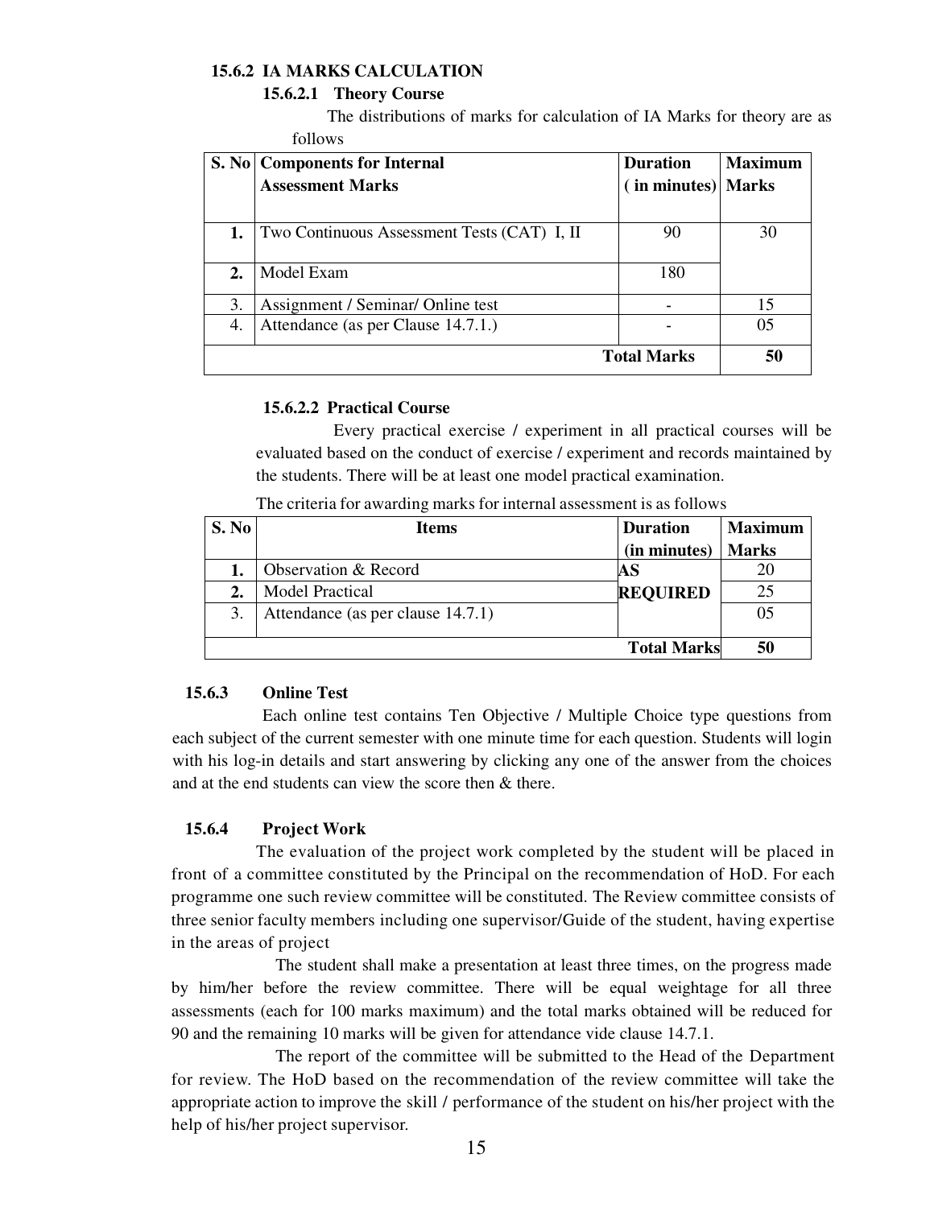### 15.6.2 IA MARKS CALCULATION

#### 15.6.2.1 Theory Course

The distributions of marks for calculation of IA Marks for theory are as follows

| S. No | Components for Internal Assessment Marks | Duration ( in minutes) | Maximum Marks |
|---|---|---|---|
| **1.** | Two Continuous Assessment Tests (CAT) I, II | 90 | 30 |
| **2.** | Model Exam | 180 | |
| 3. | Assignment / Seminar/ Online test | - | 15 |
| 4. | Attendance (as per Clause 14.7.1.) | - | 05 |
| | | **Total Marks** | **50** |

#### 15.6.2.2 Practical Course

Every practical exercise / experiment in all practical courses will be evaluated based on the conduct of exercise / experiment and records maintained by the students. There will be at least one model practical examination.

The criteria for awarding marks for internal assessment is as follows

| S. No | Items | Duration (in minutes) | Maximum Marks |
|---|---|---|---|
| **1.** | Observation & Record | **AS REQUIRED** | 20 |
| **2.** | Model Practical | | 25 |
| 3. | Attendance (as per clause 14.7.1) | | 05 |
| | | **Total Marks** | **50** |

### 15.6.3 Online Test

Each online test contains Ten Objective / Multiple Choice type questions from each subject of the current semester with one minute time for each question. Students will login with his log-in details and start answering by clicking any one of the answer from the choices and at the end students can view the score then & there.

### 15.6.4 Project Work

The evaluation of the project work completed by the student will be placed in front of a committee constituted by the Principal on the recommendation of HoD. For each programme one such review committee will be constituted. The Review committee consists of three senior faculty members including one supervisor/Guide of the student, having expertise in the areas of project

The student shall make a presentation at least three times, on the progress made by him/her before the review committee. There will be equal weightage for all three assessments (each for 100 marks maximum) and the total marks obtained will be reduced for 90 and the remaining 10 marks will be given for attendance vide clause 14.7.1.

The report of the committee will be submitted to the Head of the Department for review. The HoD based on the recommendation of the review committee will take the appropriate action to improve the skill / performance of the student on his/her project with the help of his/her project supervisor.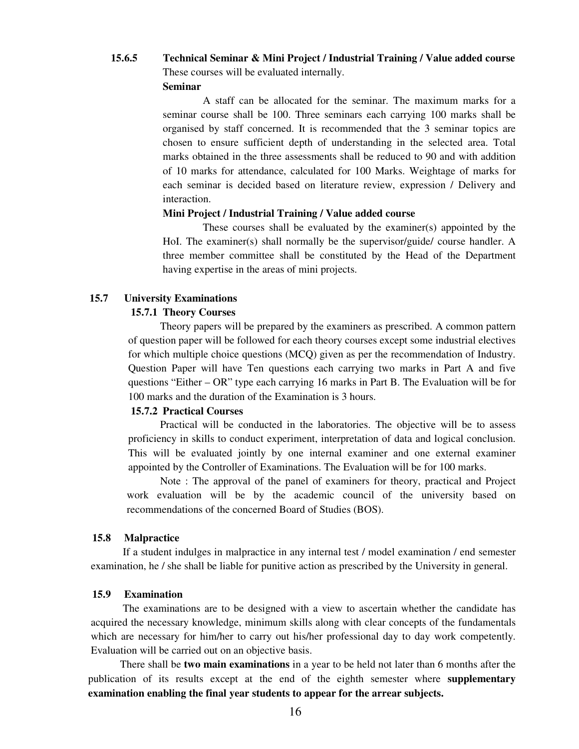#### 15.6.5 Technical Seminar & Mini Project / Industrial Training / Value added course

These courses will be evaluated internally.

**Seminar**

A staff can be allocated for the seminar. The maximum marks for a seminar course shall be 100. Three seminars each carrying 100 marks shall be organised by staff concerned. It is recommended that the 3 seminar topics are chosen to ensure sufficient depth of understanding in the selected area. Total marks obtained in the three assessments shall be reduced to 90 and with addition of 10 marks for attendance, calculated for 100 Marks. Weightage of marks for each seminar is decided based on literature review, expression / Delivery and interaction.

**Mini Project / Industrial Training / Value added course**

These courses shall be evaluated by the examiner(s) appointed by the HoI. The examiner(s) shall normally be the supervisor/guide/ course handler. A three member committee shall be constituted by the Head of the Department having expertise in the areas of mini projects.

### 15.7 University Examinations

#### 15.7.1 Theory Courses

Theory papers will be prepared by the examiners as prescribed. A common pattern of question paper will be followed for each theory courses except some industrial electives for which multiple choice questions (MCQ) given as per the recommendation of Industry. Question Paper will have Ten questions each carrying two marks in Part A and five questions "Either – OR" type each carrying 16 marks in Part B. The Evaluation will be for 100 marks and the duration of the Examination is 3 hours.

#### 15.7.2 Practical Courses

Practical will be conducted in the laboratories. The objective will be to assess proficiency in skills to conduct experiment, interpretation of data and logical conclusion. This will be evaluated jointly by one internal examiner and one external examiner appointed by the Controller of Examinations. The Evaluation will be for 100 marks.

Note : The approval of the panel of examiners for theory, practical and Project work evaluation will be by the academic council of the university based on recommendations of the concerned Board of Studies (BOS).

### 15.8 Malpractice

If a student indulges in malpractice in any internal test / model examination / end semester examination, he / she shall be liable for punitive action as prescribed by the University in general.

### 15.9 Examination

The examinations are to be designed with a view to ascertain whether the candidate has acquired the necessary knowledge, minimum skills along with clear concepts of the fundamentals which are necessary for him/her to carry out his/her professional day to day work competently. Evaluation will be carried out on an objective basis.

There shall be **two main examinations** in a year to be held not later than 6 months after the publication of its results except at the end of the eighth semester where **supplementary examination enabling the final year students to appear for the arrear subjects.**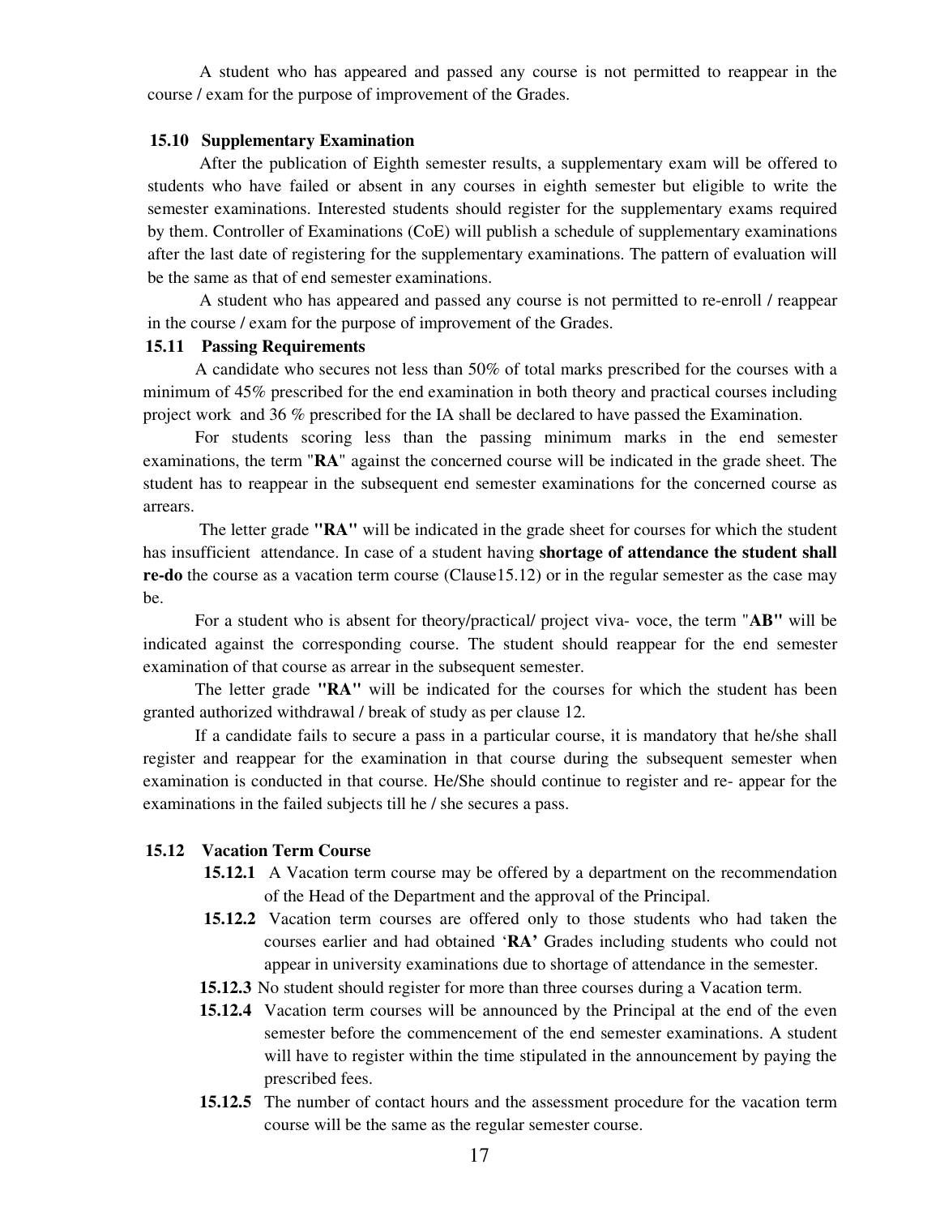A student who has appeared and passed any course is not permitted to reappear in the course / exam for the purpose of improvement of the Grades.

### 15.10 Supplementary Examination

After the publication of Eighth semester results, a supplementary exam will be offered to students who have failed or absent in any courses in eighth semester but eligible to write the semester examinations. Interested students should register for the supplementary exams required by them. Controller of Examinations (CoE) will publish a schedule of supplementary examinations after the last date of registering for the supplementary examinations. The pattern of evaluation will be the same as that of end semester examinations.

A student who has appeared and passed any course is not permitted to re-enroll / reappear in the course / exam for the purpose of improvement of the Grades.

### 15.11 Passing Requirements

A candidate who secures not less than 50% of total marks prescribed for the courses with a minimum of 45% prescribed for the end examination in both theory and practical courses including project work and 36 % prescribed for the IA shall be declared to have passed the Examination.

For students scoring less than the passing minimum marks in the end semester examinations, the term "**RA**" against the concerned course will be indicated in the grade sheet. The student has to reappear in the subsequent end semester examinations for the concerned course as arrears.

The letter grade **"RA"** will be indicated in the grade sheet for courses for which the student has insufficient attendance. In case of a student having **shortage of attendance the student shall re-do** the course as a vacation term course (Clause15.12) or in the regular semester as the case may be.

For a student who is absent for theory/practical/ project viva- voce, the term "**AB"** will be indicated against the corresponding course. The student should reappear for the end semester examination of that course as arrear in the subsequent semester.

The letter grade **"RA"** will be indicated for the courses for which the student has been granted authorized withdrawal / break of study as per clause 12.

If a candidate fails to secure a pass in a particular course, it is mandatory that he/she shall register and reappear for the examination in that course during the subsequent semester when examination is conducted in that course. He/She should continue to register and re- appear for the examinations in the failed subjects till he / she secures a pass.

### 15.12 Vacation Term Course

**15.12.1** A Vacation term course may be offered by a department on the recommendation of the Head of the Department and the approval of the Principal.

**15.12.2** Vacation term courses are offered only to those students who had taken the courses earlier and had obtained '**RA'** Grades including students who could not appear in university examinations due to shortage of attendance in the semester.

**15.12.3** No student should register for more than three courses during a Vacation term.

**15.12.4** Vacation term courses will be announced by the Principal at the end of the even semester before the commencement of the end semester examinations. A student will have to register within the time stipulated in the announcement by paying the prescribed fees.

**15.12.5** The number of contact hours and the assessment procedure for the vacation term course will be the same as the regular semester course.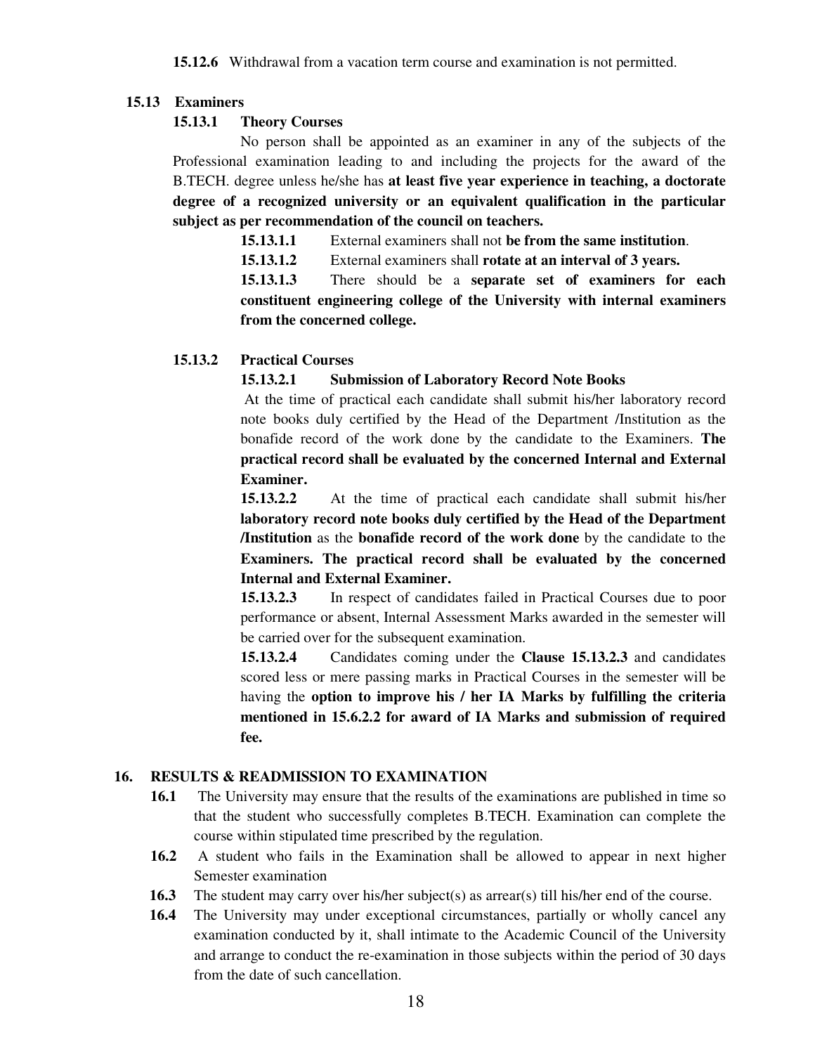**15.12.6** Withdrawal from a vacation term course and examination is not permitted.

### 15.13 Examiners

#### 15.13.1 Theory Courses

No person shall be appointed as an examiner in any of the subjects of the Professional examination leading to and including the projects for the award of the B.TECH. degree unless he/she has **at least five year experience in teaching, a doctorate degree of a recognized university or an equivalent qualification in the particular subject as per recommendation of the council on teachers.**

**15.13.1.1** External examiners shall not **be from the same institution**.

**15.13.1.2** External examiners shall **rotate at an interval of 3 years.**

**15.13.1.3** There should be a **separate set of examiners for each constituent engineering college of the University with internal examiners from the concerned college.**

#### 15.13.2 Practical Courses

**15.13.2.1 Submission of Laboratory Record Note Books**

At the time of practical each candidate shall submit his/her laboratory record note books duly certified by the Head of the Department /Institution as the bonafide record of the work done by the candidate to the Examiners. **The practical record shall be evaluated by the concerned Internal and External Examiner.**

**15.13.2.2** At the time of practical each candidate shall submit his/her **laboratory record note books duly certified by the Head of the Department /Institution** as the **bonafide record of the work done** by the candidate to the **Examiners. The practical record shall be evaluated by the concerned Internal and External Examiner.**

**15.13.2.3** In respect of candidates failed in Practical Courses due to poor performance or absent, Internal Assessment Marks awarded in the semester will be carried over for the subsequent examination.

**15.13.2.4** Candidates coming under the **Clause 15.13.2.3** and candidates scored less or mere passing marks in Practical Courses in the semester will be having the **option to improve his / her IA Marks by fulfilling the criteria mentioned in 15.6.2.2 for award of IA Marks and submission of required fee.**

## 16. RESULTS & READMISSION TO EXAMINATION

**16.1** The University may ensure that the results of the examinations are published in time so that the student who successfully completes B.TECH. Examination can complete the course within stipulated time prescribed by the regulation.

**16.2** A student who fails in the Examination shall be allowed to appear in next higher Semester examination

**16.3** The student may carry over his/her subject(s) as arrear(s) till his/her end of the course.

**16.4** The University may under exceptional circumstances, partially or wholly cancel any examination conducted by it, shall intimate to the Academic Council of the University and arrange to conduct the re-examination in those subjects within the period of 30 days from the date of such cancellation.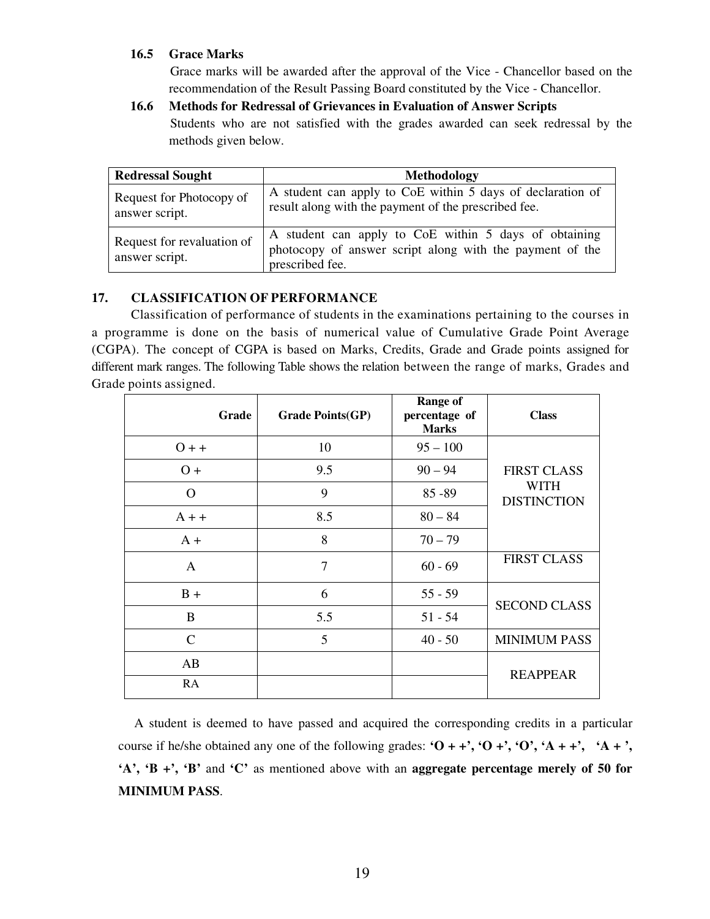### 16.5 Grace Marks

Grace marks will be awarded after the approval of the Vice - Chancellor based on the recommendation of the Result Passing Board constituted by the Vice - Chancellor.

### 16.6 Methods for Redressal of Grievances in Evaluation of Answer Scripts

Students who are not satisfied with the grades awarded can seek redressal by the methods given below.

| Redressal Sought | Methodology |
|---|---|
| Request for Photocopy of answer script. | A student can apply to CoE within 5 days of declaration of result along with the payment of the prescribed fee. |
| Request for revaluation of answer script. | A student can apply to CoE within 5 days of obtaining photocopy of answer script along with the payment of the prescribed fee. |

## 17. CLASSIFICATION OF PERFORMANCE

Classification of performance of students in the examinations pertaining to the courses in a programme is done on the basis of numerical value of Cumulative Grade Point Average (CGPA). The concept of CGPA is based on Marks, Credits, Grade and Grade points assigned for different mark ranges. The following Table shows the relation between the range of marks, Grades and Grade points assigned.

| Grade | Grade Points(GP) | Range of percentage of Marks | Class |
|---|---|---|---|
| O + + | 10 | 95 – 100 | FIRST CLASS WITH DISTINCTION |
| O + | 9.5 | 90 – 94 | |
| O | 9 | 85 -89 | |
| A + + | 8.5 | 80 – 84 | |
| A + | 8 | 70 – 79 | |
| A | 7 | 60 - 69 | FIRST CLASS |
| B + | 6 | 55 - 59 | SECOND CLASS |
| B | 5.5 | 51 - 54 | |
| C | 5 | 40 - 50 | MINIMUM PASS |
| AB | | | REAPPEAR |
| RA | | | |

A student is deemed to have passed and acquired the corresponding credits in a particular course if he/she obtained any one of the following grades: **'O + +', 'O +', 'O', 'A + +', 'A + ', 'A', 'B +', 'B'** and **'C'** as mentioned above with an **aggregate percentage merely of 50 for MINIMUM PASS**.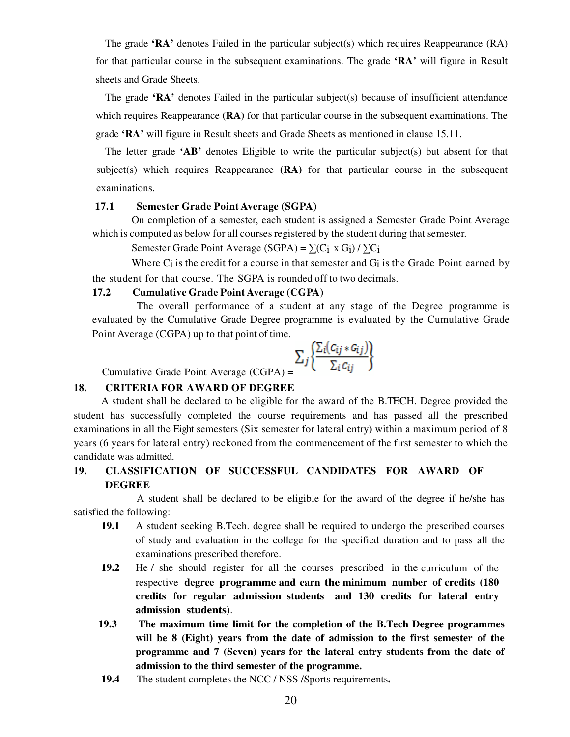The grade **'RA'** denotes Failed in the particular subject(s) which requires Reappearance (RA) for that particular course in the subsequent examinations. The grade **'RA'** will figure in Result sheets and Grade Sheets.

The grade **'RA'** denotes Failed in the particular subject(s) because of insufficient attendance which requires Reappearance **(RA)** for that particular course in the subsequent examinations. The grade **'RA'** will figure in Result sheets and Grade Sheets as mentioned in clause 15.11.

The letter grade **'AB'** denotes Eligible to write the particular subject(s) but absent for that subject(s) which requires Reappearance **(RA)** for that particular course in the subsequent examinations.

**17.1 Semester Grade Point Average (SGPA)**

On completion of a semester, each student is assigned a Semester Grade Point Average which is computed as below for all courses registered by the student during that semester.

Semester Grade Point Average (SGPA) = $\sum(C_i \times G_i) / \sum C_i$

Where $C_i$ is the credit for a course in that semester and $G_i$ is the Grade Point earned by the student for that course. The SGPA is rounded off to two decimals.

**17.2 Cumulative Grade Point Average (CGPA)**

The overall performance of a student at any stage of the Degree programme is evaluated by the Cumulative Grade Degree programme is evaluated by the Cumulative Grade Point Average (CGPA) up to that point of time.

Cumulative Grade Point Average (CGPA) = $\sum_j \left\{ \frac{\sum_i (C_{ij} * G_{ij})}{\sum_i C_{ij}} \right\}$

## 18. CRITERIA FOR AWARD OF DEGREE

A student shall be declared to be eligible for the award of the B.TECH. Degree provided the student has successfully completed the course requirements and has passed all the prescribed examinations in all the Eight semesters (Six semester for lateral entry) within a maximum period of 8 years (6 years for lateral entry) reckoned from the commencement of the first semester to which the candidate was admitted.

## 19. CLASSIFICATION OF SUCCESSFUL CANDIDATES FOR AWARD OF DEGREE

A student shall be declared to be eligible for the award of the degree if he/she has satisfied the following:

**19.1** A student seeking B.Tech. degree shall be required to undergo the prescribed courses of study and evaluation in the college for the specified duration and to pass all the examinations prescribed therefore.

**19.2** He / she should register for all the courses prescribed in the curriculum of the respective **degree programme and earn the minimum number of credits (180 credits for regular admission students and 130 credits for lateral entry admission students**).

**19.3** **The maximum time limit for the completion of the B.Tech Degree programmes will be 8 (Eight) years from the date of admission to the first semester of the programme and 7 (Seven) years for the lateral entry students from the date of admission to the third semester of the programme.**

**19.4** The student completes the NCC / NSS /Sports requirements**.**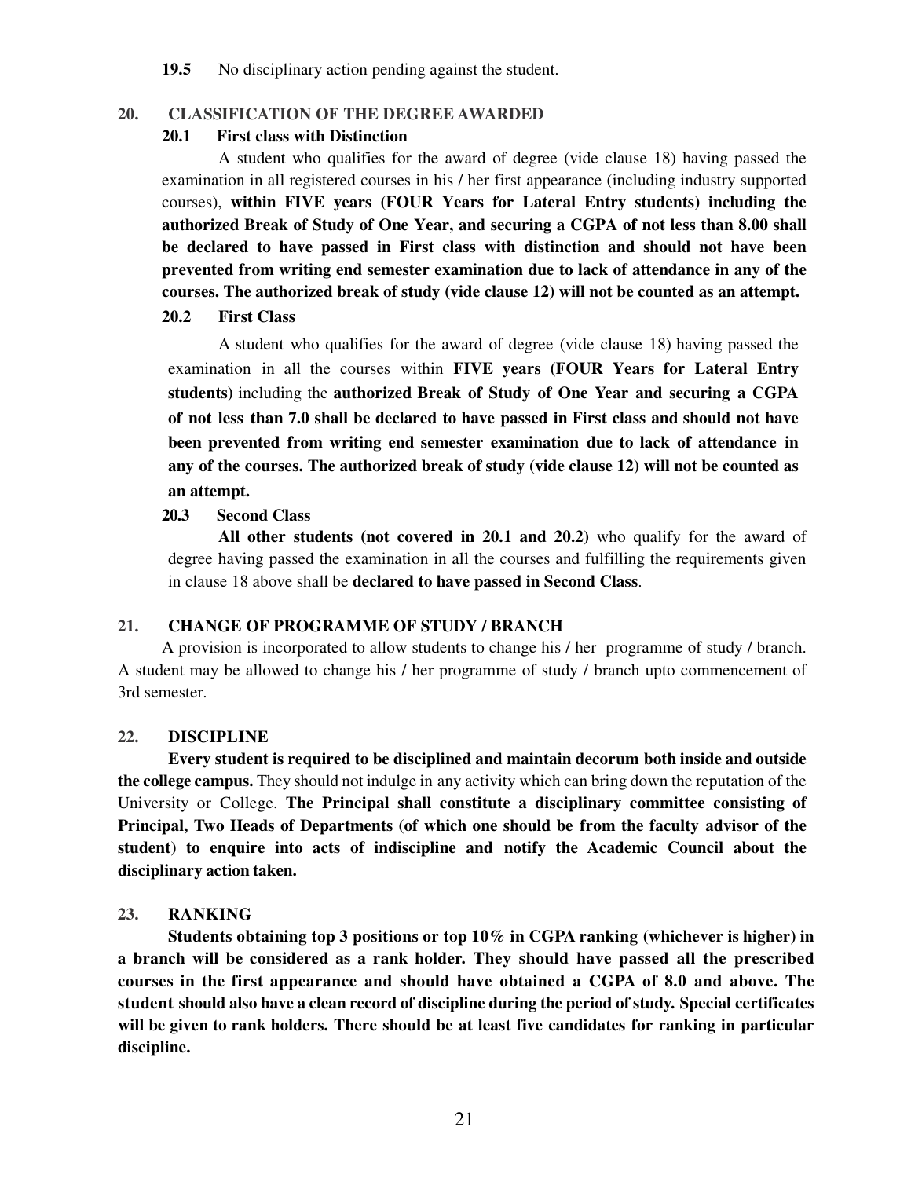**19.5** No disciplinary action pending against the student.

## 20. CLASSIFICATION OF THE DEGREE AWARDED

### 20.1 First class with Distinction

A student who qualifies for the award of degree (vide clause 18) having passed the examination in all registered courses in his / her first appearance (including industry supported courses), **within FIVE years (FOUR Years for Lateral Entry students) including the authorized Break of Study of One Year, and securing a CGPA of not less than 8.00 shall be declared to have passed in First class with distinction and should not have been prevented from writing end semester examination due to lack of attendance in any of the courses. The authorized break of study (vide clause 12) will not be counted as an attempt.**

### 20.2 First Class

A student who qualifies for the award of degree (vide clause 18) having passed the examination in all the courses within **FIVE years (FOUR Years for Lateral Entry students)** including the **authorized Break of Study of One Year and securing a CGPA of not less than 7.0 shall be declared to have passed in First class and should not have been prevented from writing end semester examination due to lack of attendance in any of the courses. The authorized break of study (vide clause 12) will not be counted as an attempt.**

### 20.3 Second Class

**All other students (not covered in 20.1 and 20.2)** who qualify for the award of degree having passed the examination in all the courses and fulfilling the requirements given in clause 18 above shall be **declared to have passed in Second Class**.

## 21. CHANGE OF PROGRAMME OF STUDY / BRANCH

A provision is incorporated to allow students to change his / her programme of study / branch. A student may be allowed to change his / her programme of study / branch upto commencement of 3rd semester.

## 22. DISCIPLINE

**Every student is required to be disciplined and maintain decorum both inside and outside the college campus.** They should not indulge in any activity which can bring down the reputation of the University or College. **The Principal shall constitute a disciplinary committee consisting of Principal, Two Heads of Departments (of which one should be from the faculty advisor of the student) to enquire into acts of indiscipline and notify the Academic Council about the disciplinary action taken.**

## 23. RANKING

**Students obtaining top 3 positions or top 10% in CGPA ranking (whichever is higher) in a branch will be considered as a rank holder. They should have passed all the prescribed courses in the first appearance and should have obtained a CGPA of 8.0 and above. The student should also have a clean record of discipline during the period of study. Special certificates will be given to rank holders. There should be at least five candidates for ranking in particular discipline.**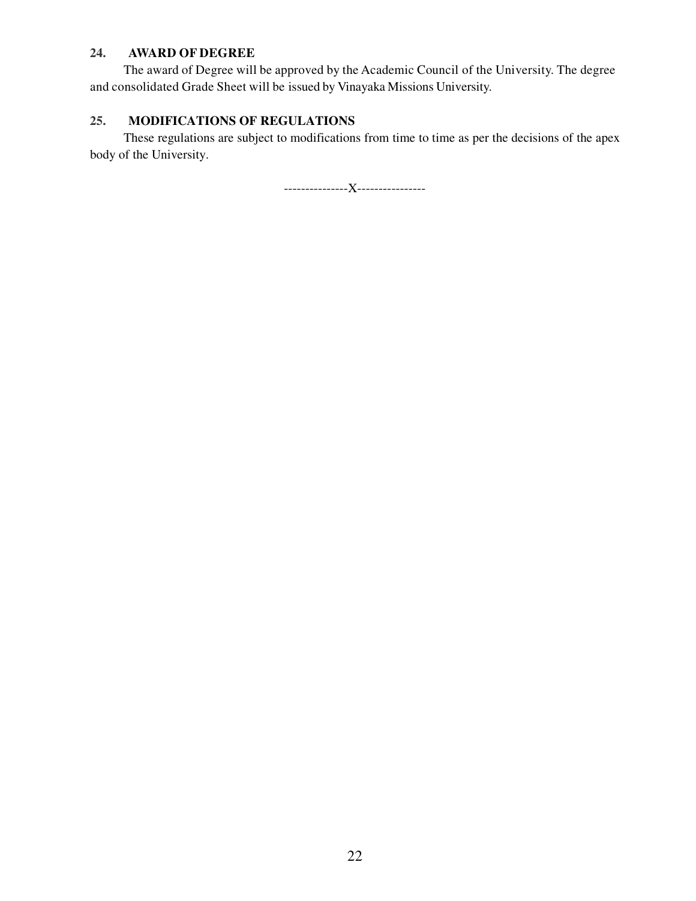## 24. AWARD OF DEGREE

The award of Degree will be approved by the Academic Council of the University. The degree and consolidated Grade Sheet will be issued by Vinayaka Missions University.

## 25. MODIFICATIONS OF REGULATIONS

These regulations are subject to modifications from time to time as per the decisions of the apex body of the University.

---------------X----------------